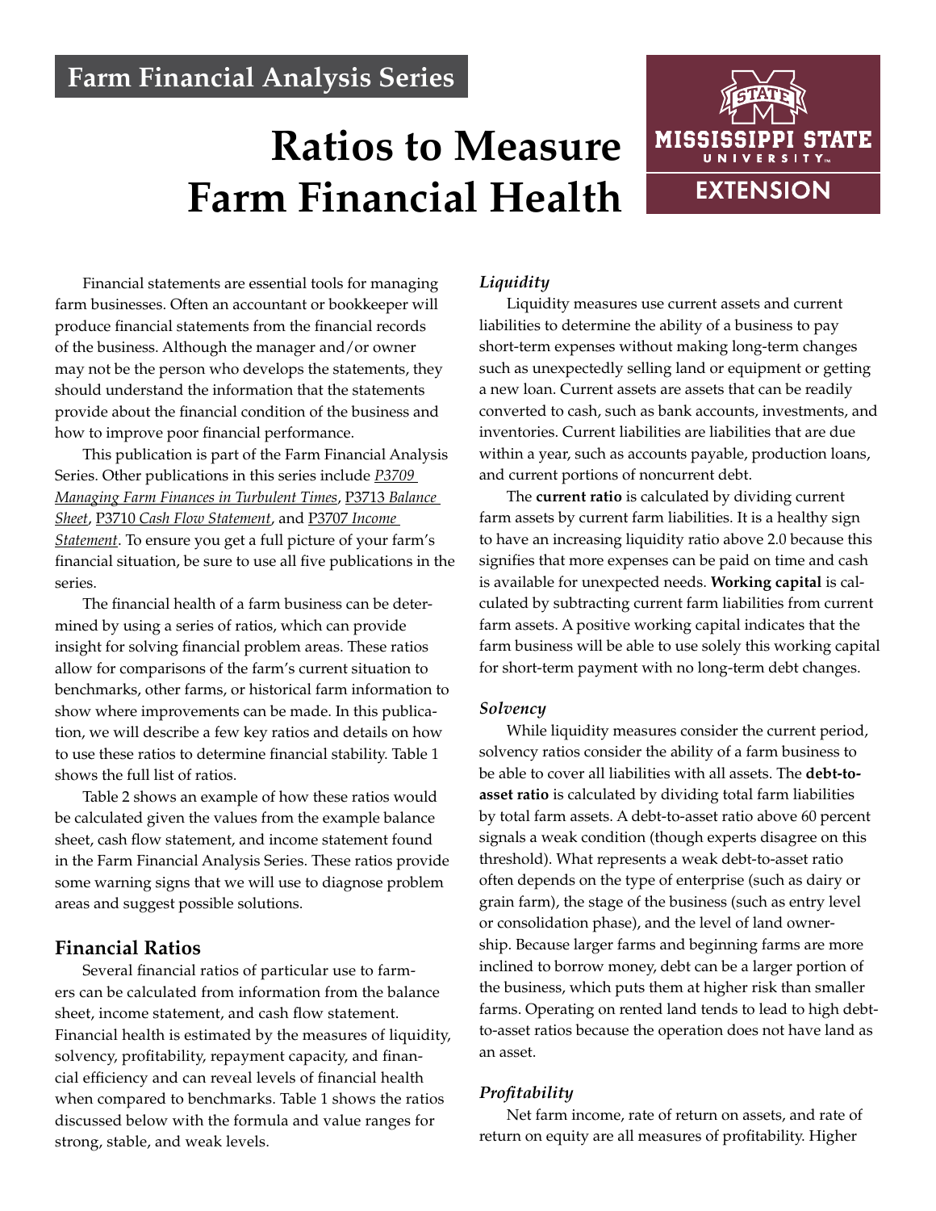Farm Financial Analysis Series

# Ratios to Measure Farm Financial Health

Financial statements are essential tools for managing farm businesses. Often an accountant or bookkeeper will produce financial statements from the financial records of the business. Although the manager and/or owner may not be the person who develops the statements, they should understand the information that the statements provide about the financial condition of the business and how to improve poor financial performance.

This publication is part of the Farm Financial Analysis Series. Other publications in this series include P3709 *Managing Farm Finances in Turbulent Times*, P3713 *Balance Sheet*, P3710 *Cash Flow Statement*, and P3707 *Income Statement*. To ensure you get a full picture of your farm's financial situation, be sure to use all five publications in the series.

The financial health of a farm business can be determined by using a series of ratios, which can provide insight for solving financial problem areas. These ratios allow for comparisons of the farm's current situation to benchmarks, other farms, or historical farm information to show where improvements can be made. In this publication, we will describe a few key ratios and details on how to use these ratios to determine financial stability. Table 1 shows the full list of ratios.

Table 2 shows an example of how these ratios would be calculated given the values from the example balance sheet, cash flow statement, and income statement found in the Farm Financial Analysis Series. These ratios provide some warning signs that we will use to diagnose problem areas and suggest possible solutions.

## Financial Ratios

Several financial ratios of particular use to farmers can be calculated from information from the balance sheet, income statement, and cash flow statement. Financial health is estimated by the measures of liquidity, solvency, profitability, repayment capacity, and financial efficiency and can reveal levels of financial health when compared to benchmarks. Table 1 shows the ratios discussed below with the formula and value ranges for strong, stable, and weak levels.

### *Liquidity*

Liquidity measures use current assets and current liabilities to determine the ability of a business to pay short-term expenses without making long-term changes such as unexpectedly selling land or equipment or getting a new loan. Current assets are assets that can be readily converted to cash, such as bank accounts, investments, and inventories. Current liabilities are liabilities that are due within a year, such as accounts payable, production loans, and current portions of noncurrent debt.

The **current ratio** is calculated by dividing current farm assets by current farm liabilities. It is a healthy sign to have an increasing liquidity ratio above 2.0 because this signifies that more expenses can be paid on time and cash is available for unexpected needs. **Working capital** is calculated by subtracting current farm liabilities from current farm assets. A positive working capital indicates that the farm business will be able to use solely this working capital for short-term payment with no long-term debt changes.

### *Solvency*

While liquidity measures consider the current period, solvency ratios consider the ability of a farm business to be able to cover all liabilities with all assets. The **debt-to-asset ratio** is calculated by dividing total farm liabilities by total farm assets. A debt-to-asset ratio above 60 percent signals a weak condition (though experts disagree on this threshold). What represents a weak debt-to-asset ratio often depends on the type of enterprise (such as dairy or grain farm), the stage of the business (such as entry level or consolidation phase), and the level of land ownership. Because larger farms and beginning farms are more inclined to borrow money, debt can be a larger portion of the business, which puts them at higher risk than smaller farms. Operating on rented land tends to lead to high debt-to-asset ratios because the operation does not have land as an asset.

### *Profitability*

Net farm income, rate of return on assets, and rate of return on equity are all measures of profitability. Higher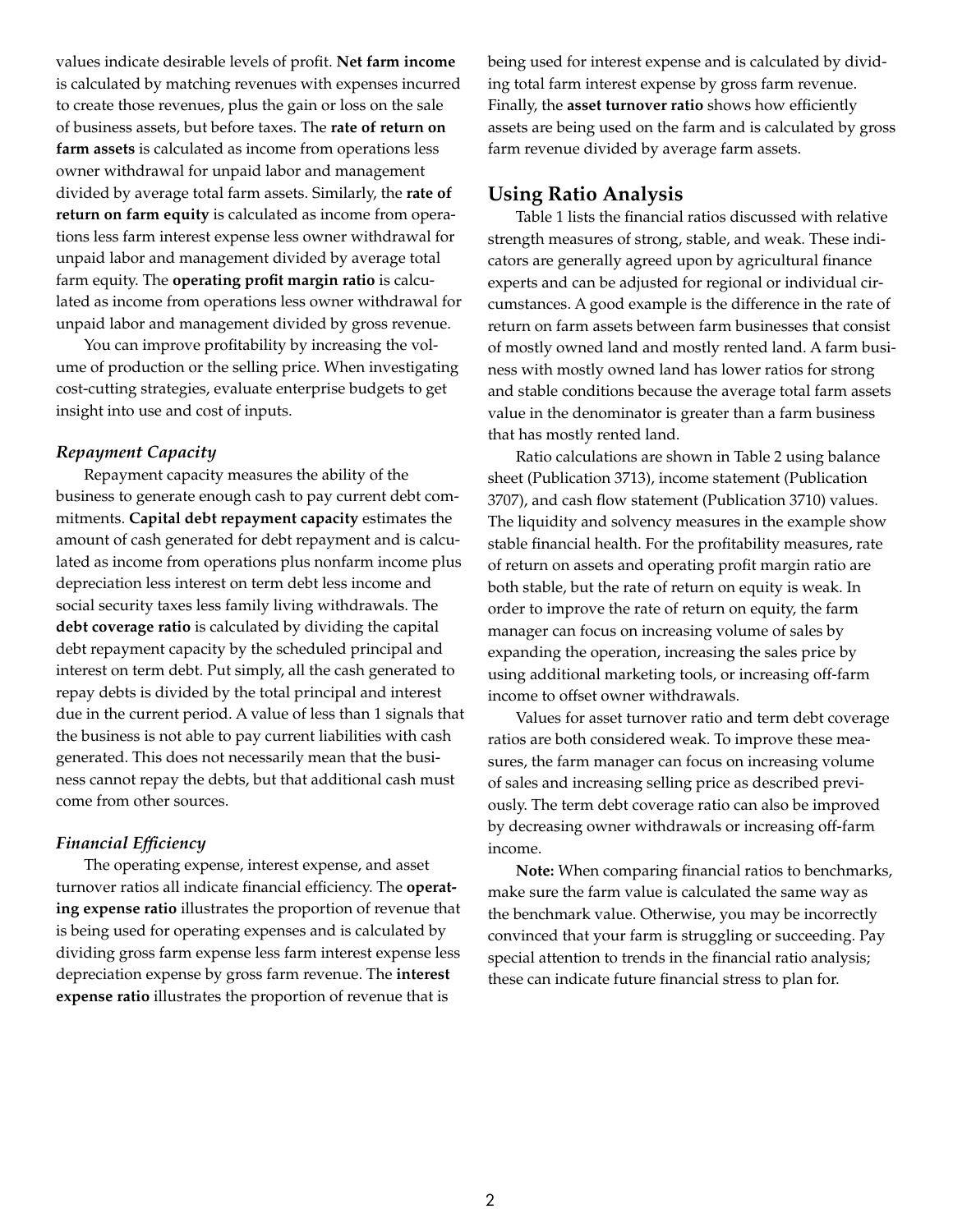values indicate desirable levels of profit. **Net farm income** is calculated by matching revenues with expenses incurred to create those revenues, plus the gain or loss on the sale of business assets, but before taxes. The **rate of return on farm assets** is calculated as income from operations less owner withdrawal for unpaid labor and management divided by average total farm assets. Similarly, the **rate of return on farm equity** is calculated as income from operations less farm interest expense less owner withdrawal for unpaid labor and management divided by average total farm equity. The **operating profit margin ratio** is calculated as income from operations less owner withdrawal for unpaid labor and management divided by gross revenue.

You can improve profitability by increasing the volume of production or the selling price. When investigating cost-cutting strategies, evaluate enterprise budgets to get insight into use and cost of inputs.

### *Repayment Capacity*

Repayment capacity measures the ability of the business to generate enough cash to pay current debt commitments. **Capital debt repayment capacity** estimates the amount of cash generated for debt repayment and is calculated as income from operations plus nonfarm income plus depreciation less interest on term debt less income and social security taxes less family living withdrawals. The **debt coverage ratio** is calculated by dividing the capital debt repayment capacity by the scheduled principal and interest on term debt. Put simply, all the cash generated to repay debts is divided by the total principal and interest due in the current period. A value of less than 1 signals that the business is not able to pay current liabilities with cash generated. This does not necessarily mean that the business cannot repay the debts, but that additional cash must come from other sources.

### *Financial Efficiency*

The operating expense, interest expense, and asset turnover ratios all indicate financial efficiency. The **operating expense ratio** illustrates the proportion of revenue that is being used for operating expenses and is calculated by dividing gross farm expense less farm interest expense less depreciation expense by gross farm revenue. The **interest expense ratio** illustrates the proportion of revenue that is being used for interest expense and is calculated by dividing total farm interest expense by gross farm revenue. Finally, the **asset turnover ratio** shows how efficiently assets are being used on the farm and is calculated by gross farm revenue divided by average farm assets.

## Using Ratio Analysis

Table 1 lists the financial ratios discussed with relative strength measures of strong, stable, and weak. These indicators are generally agreed upon by agricultural finance experts and can be adjusted for regional or individual circumstances. A good example is the difference in the rate of return on farm assets between farm businesses that consist of mostly owned land and mostly rented land. A farm business with mostly owned land has lower ratios for strong and stable conditions because the average total farm assets value in the denominator is greater than a farm business that has mostly rented land.

Ratio calculations are shown in Table 2 using balance sheet (Publication 3713), income statement (Publication 3707), and cash flow statement (Publication 3710) values. The liquidity and solvency measures in the example show stable financial health. For the profitability measures, rate of return on assets and operating profit margin ratio are both stable, but the rate of return on equity is weak. In order to improve the rate of return on equity, the farm manager can focus on increasing volume of sales by expanding the operation, increasing the sales price by using additional marketing tools, or increasing off-farm income to offset owner withdrawals.

Values for asset turnover ratio and term debt coverage ratios are both considered weak. To improve these measures, the farm manager can focus on increasing volume of sales and increasing selling price as described previously. The term debt coverage ratio can also be improved by decreasing owner withdrawals or increasing off-farm income.

**Note:** When comparing financial ratios to benchmarks, make sure the farm value is calculated the same way as the benchmark value. Otherwise, you may be incorrectly convinced that your farm is struggling or succeeding. Pay special attention to trends in the financial ratio analysis; these can indicate future financial stress to plan for.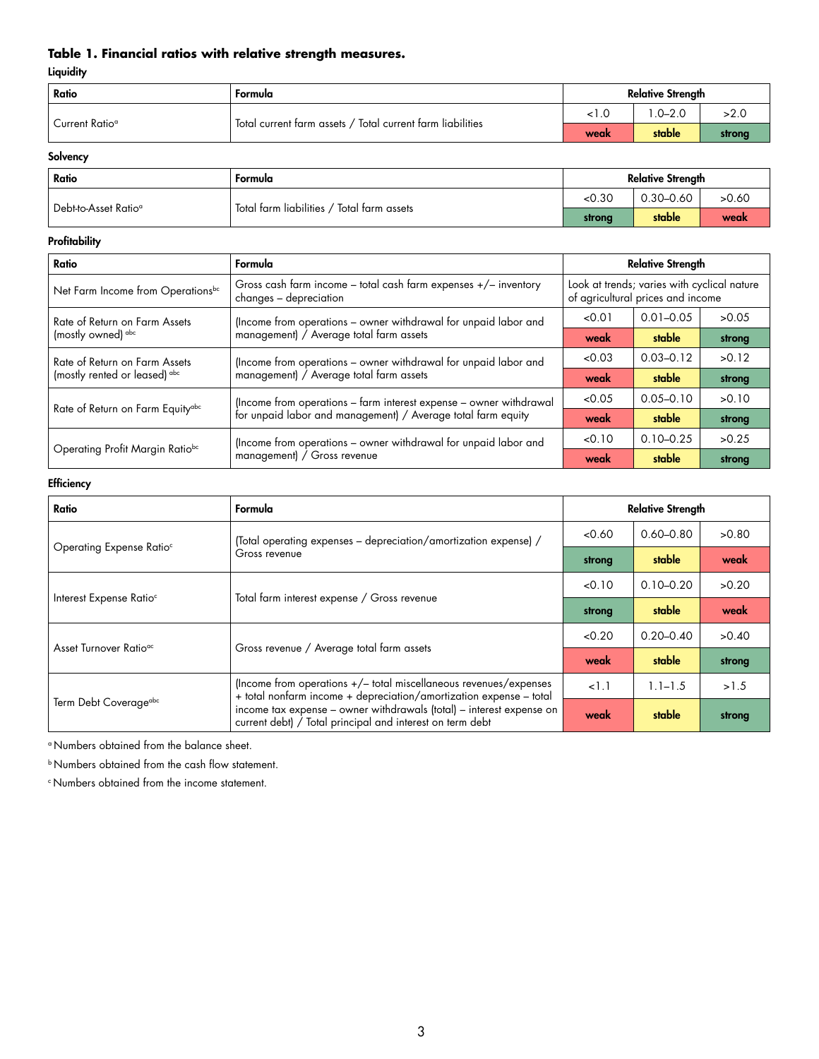**Table 1. Financial ratios with relative strength measures.**

**Liquidity**

| Ratio | Formula | Relative Strength | | |
|---|---|---|---|---|
| Current Ratio[a] | Total current farm assets / Total current farm liabilities | <1.0 | 1.0–2.0 | >2.0 |
| | | weak | stable | strong |

**Solvency**

| Ratio | Formula | Relative Strength | | |
|---|---|---|---|---|
| Debt-to-Asset Ratio[a] | Total farm liabilities / Total farm assets | <0.30 | 0.30–0.60 | >0.60 |
| | | strong | stable | weak |

**Profitability**

| Ratio | Formula | Relative Strength | | |
|---|---|---|---|---|
| Net Farm Income from Operations[bc] | Gross cash farm income – total cash farm expenses +/– inventory changes – depreciation | Look at trends; varies with cyclical nature of agricultural prices and income | | |
| Rate of Return on Farm Assets (mostly owned)[abc] | (Income from operations – owner withdrawal for unpaid labor and management) / Average total farm assets | <0.01 | 0.01–0.05 | >0.05 |
| | | weak | stable | strong |
| Rate of Return on Farm Assets (mostly rented or leased)[abc] | (Income from operations – owner withdrawal for unpaid labor and management) / Average total farm assets | <0.03 | 0.03–0.12 | >0.12 |
| | | weak | stable | strong |
| Rate of Return on Farm Equity[abc] | (Income from operations – farm interest expense – owner withdrawal for unpaid labor and management) / Average total farm equity | <0.05 | 0.05–0.10 | >0.10 |
| | | weak | stable | strong |
| Operating Profit Margin Ratio[bc] | (Income from operations – owner withdrawal for unpaid labor and management) / Gross revenue | <0.10 | 0.10–0.25 | >0.25 |
| | | weak | stable | strong |

**Efficiency**

| Ratio | Formula | Relative Strength | | |
|---|---|---|---|---|
| Operating Expense Ratio[c] | (Total operating expenses – depreciation/amortization expense) / Gross revenue | <0.60 | 0.60–0.80 | >0.80 |
| | | strong | stable | weak |
| Interest Expense Ratio[c] | Total farm interest expense / Gross revenue | <0.10 | 0.10–0.20 | >0.20 |
| | | strong | stable | weak |
| Asset Turnover Ratio[ac] | Gross revenue / Average total farm assets | <0.20 | 0.20–0.40 | >0.40 |
| | | weak | stable | strong |
| Term Debt Coverage[abc] | (Income from operations +/– total miscellaneous revenues/expenses + total nonfarm income + depreciation/amortization expense – total income tax expense – owner withdrawals (total) – interest expense on current debt) / Total principal and interest on term debt | <1.1 | 1.1–1.5 | >1.5 |
| | | weak | stable | strong |

[a] Numbers obtained from the balance sheet.

[b] Numbers obtained from the cash flow statement.

[c] Numbers obtained from the income statement.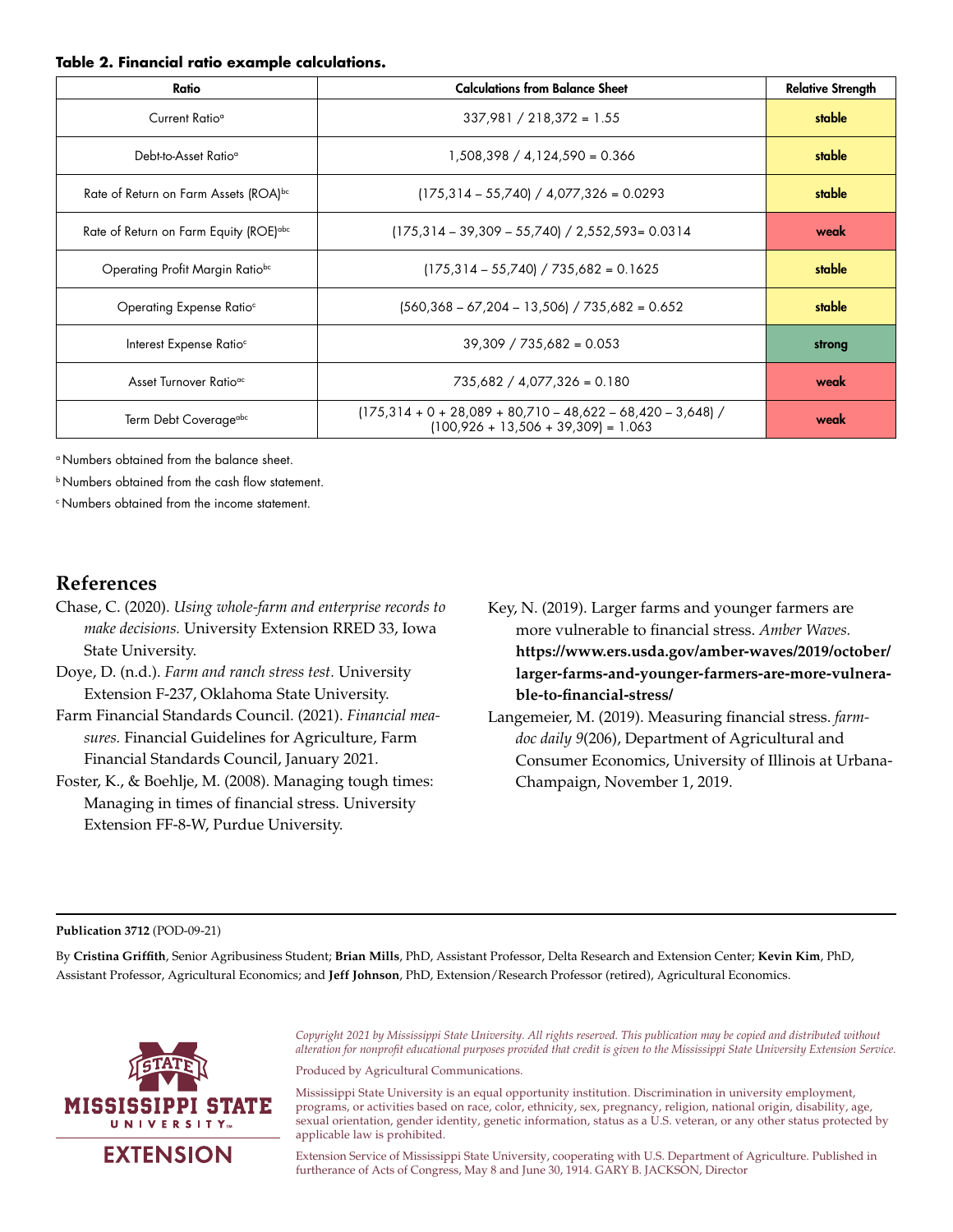**Table 2. Financial ratio example calculations.**

| Ratio | Calculations from Balance Sheet | Relative Strength |
| --- | --- | --- |
| Current Ratio[a] | 337,981 / 218,372 = 1.55 | stable |
| Debt-to-Asset Ratio[a] | 1,508,398 / 4,124,590 = 0.366 | stable |
| Rate of Return on Farm Assets (ROA)[bc] | (175,314 – 55,740) / 4,077,326 = 0.0293 | stable |
| Rate of Return on Farm Equity (ROE)[abc] | (175,314 – 39,309 – 55,740) / 2,552,593= 0.0314 | weak |
| Operating Profit Margin Ratio[bc] | (175,314 – 55,740) / 735,682 = 0.1625 | stable |
| Operating Expense Ratio[c] | (560,368 – 67,204 – 13,506) / 735,682 = 0.652 | stable |
| Interest Expense Ratio[c] | 39,309 / 735,682 = 0.053 | strong |
| Asset Turnover Ratio[ac] | 735,682 / 4,077,326 = 0.180 | weak |
| Term Debt Coverage[abc] | (175,314 + 0 + 28,089 + 80,710 – 48,622 – 68,420 – 3,648) / (100,926 + 13,506 + 39,309) = 1.063 | weak |

[a] Numbers obtained from the balance sheet.

[b] Numbers obtained from the cash flow statement.

[c] Numbers obtained from the income statement.

## References

Chase, C. (2020). *Using whole-farm and enterprise records to make decisions.* University Extension RRED 33, Iowa State University.

Doye, D. (n.d.). *Farm and ranch stress test.* University Extension F-237, Oklahoma State University.

Farm Financial Standards Council. (2021). *Financial measures.* Financial Guidelines for Agriculture, Farm Financial Standards Council, January 2021.

Foster, K., & Boehlje, M. (2008). Managing tough times: Managing in times of financial stress. University Extension FF-8-W, Purdue University.

Key, N. (2019). Larger farms and younger farmers are more vulnerable to financial stress. *Amber Waves.* **https://www.ers.usda.gov/amber-waves/2019/october/larger-farms-and-younger-farmers-are-more-vulnerable-to-financial-stress/**

Langemeier, M. (2019). Measuring financial stress. *farmdoc daily 9*(206), Department of Agricultural and Consumer Economics, University of Illinois at Urbana-Champaign, November 1, 2019.

---

**Publication 3712** (POD-09-21)

By **Cristina Griffith**, Senior Agribusiness Student; **Brian Mills**, PhD, Assistant Professor, Delta Research and Extension Center; **Kevin Kim**, PhD, Assistant Professor, Agricultural Economics; and **Jeff Johnson**, PhD, Extension/Research Professor (retired), Agricultural Economics.

MISSISSIPPI STATE UNIVERSITY EXTENSION

*Copyright 2021 by Mississippi State University. All rights reserved. This publication may be copied and distributed without alteration for nonprofit educational purposes provided that credit is given to the Mississippi State University Extension Service.*

Produced by Agricultural Communications.

Mississippi State University is an equal opportunity institution. Discrimination in university employment, programs, or activities based on race, color, ethnicity, sex, pregnancy, religion, national origin, disability, age, sexual orientation, gender identity, genetic information, status as a U.S. veteran, or any other status protected by applicable law is prohibited.

Extension Service of Mississippi State University, cooperating with U.S. Department of Agriculture. Published in furtherance of Acts of Congress, May 8 and June 30, 1914. GARY B. JACKSON, Director